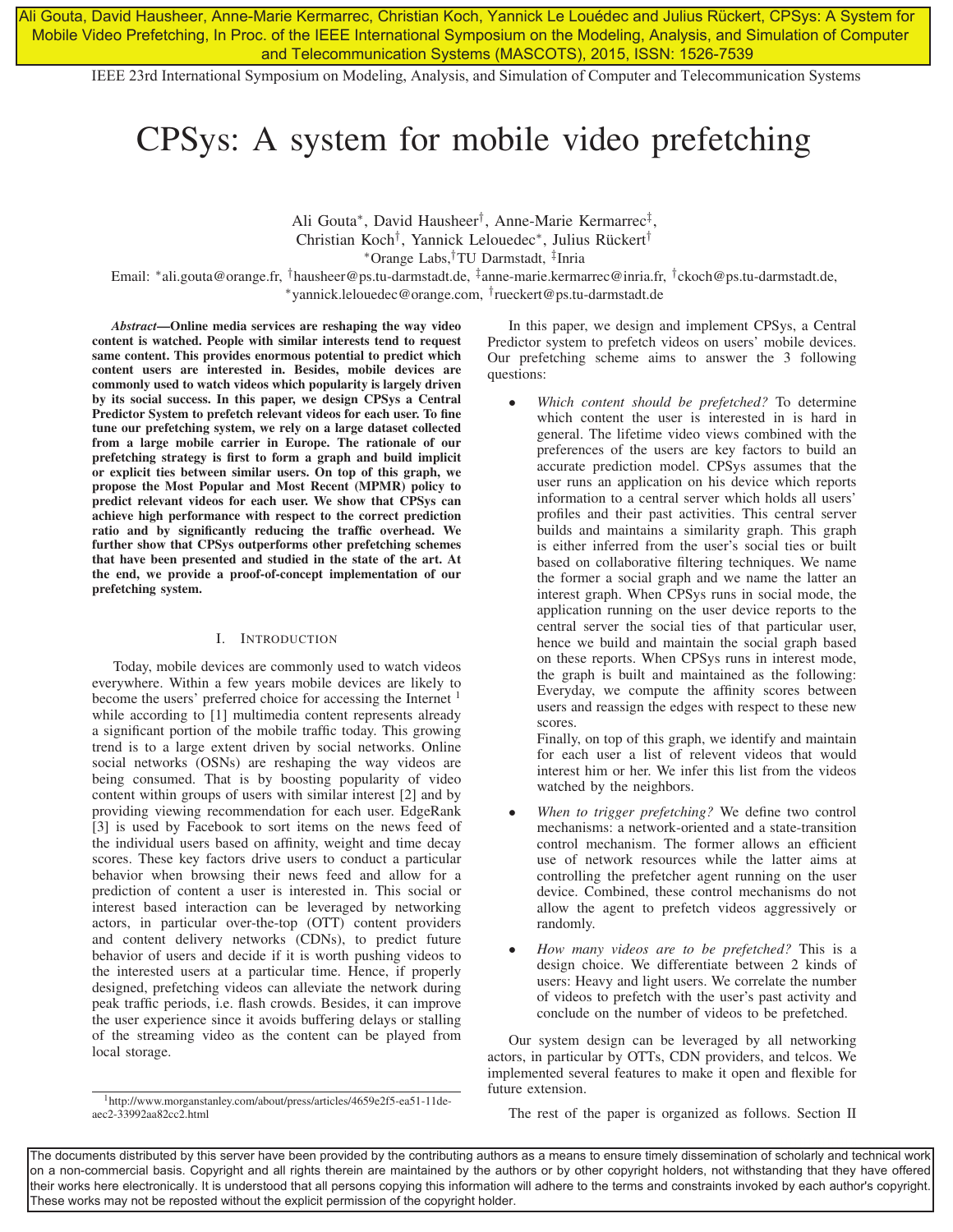# CPSys: A system for mobile video prefetching

Ali Gouta[*], David Hausheer[†], Anne-Marie Kermarrec[‡], Christian Koch[†], Yannick Lelouedec[*], Julius Rückert[†]

[*]Orange Labs,[†]TU Darmstadt, [‡]Inria

Email: [*]ali.gouta@orange.fr, [†]hausheer@ps.tu-darmstadt.de, [‡]anne-marie.kermarrec@inria.fr, [†]ckoch@ps.tu-darmstadt.de, [*]yannick.lelouedec@orange.com, [†]rueckert@ps.tu-darmstadt.de

***Abstract*—Online media services are reshaping the way video content is watched. People with similar interests tend to request same content. This provides enormous potential to predict which content users are interested in. Besides, mobile devices are commonly used to watch videos which popularity is largely driven by its social success. In this paper, we design CPSys a Central Predictor System to prefetch relevant videos for each user. To fine tune our prefetching system, we rely on a large dataset collected from a large mobile carrier in Europe. The rationale of our prefetching strategy is first to form a graph and build implicit or explicit ties between similar users. On top of this graph, we propose the Most Popular and Most Recent (MPMR) policy to predict relevant videos for each user. We show that CPSys can achieve high performance with respect to the correct prediction ratio and by significantly reducing the traffic overhead. We further show that CPSys outperforms other prefetching schemes that have been presented and studied in the state of the art. At the end, we provide a proof-of-concept implementation of our prefetching system.**

## I. Introduction

Today, mobile devices are commonly used to watch videos everywhere. Within a few years mobile devices are likely to become the users' preferred choice for accessing the Internet [1] while according to [1] multimedia content represents already a significant portion of the mobile traffic today. This growing trend is to a large extent driven by social networks. Online social networks (OSNs) are reshaping the way videos are being consumed. That is by boosting popularity of video content within groups of users with similar interest [2] and by providing viewing recommendation for each user. EdgeRank [3] is used by Facebook to sort items on the news feed of the individual users based on affinity, weight and time decay scores. These key factors drive users to conduct a particular behavior when browsing their news feed and allow for a prediction of content a user is interested in. This social or interest based interaction can be leveraged by networking actors, in particular over-the-top (OTT) content providers and content delivery networks (CDNs), to predict future behavior of users and decide if it is worth pushing videos to the interested users at a particular time. Hence, if properly designed, prefetching videos can alleviate the network during peak traffic periods, i.e. flash crowds. Besides, it can improve the user experience since it avoids buffering delays or stalling of the streaming video as the content can be played from local storage.

[1]http://www.morganstanley.com/about/press/articles/4659e2f5-ea51-11de-aec2-33992aa82cc2.html

In this paper, we design and implement CPSys, a Central Predictor system to prefetch videos on users' mobile devices. Our prefetching scheme aims to answer the 3 following questions:

- *Which content should be prefetched?* To determine which content the user is interested in is hard in general. The lifetime video views combined with the preferences of the users are key factors to build an accurate prediction model. CPSys assumes that the user runs an application on his device which reports information to a central server which holds all users' profiles and their past activities. This central server builds and maintains a similarity graph. This graph is either inferred from the user's social ties or built based on collaborative filtering techniques. We name the former a social graph and we name the latter an interest graph. When CPSys runs in social mode, the application running on the user device reports to the central server the social ties of that particular user, hence we build and maintain the social graph based on these reports. When CPSys runs in interest mode, the graph is built and maintained as the following: Everyday, we compute the affinity scores between users and reassign the edges with respect to these new scores.

  Finally, on top of this graph, we identify and maintain for each user a list of relevent videos that would interest him or her. We infer this list from the videos watched by the neighbors.

- *When to trigger prefetching?* We define two control mechanisms: a network-oriented and a state-transition control mechanism. The former allows an efficient use of network resources while the latter aims at controlling the prefetcher agent running on the user device. Combined, these control mechanisms do not allow the agent to prefetch videos aggressively or randomly.

- *How many videos are to be prefetched?* This is a design choice. We differentiate between 2 kinds of users: Heavy and light users. We correlate the number of videos to prefetch with the user's past activity and conclude on the number of videos to be prefetched.

Our system design can be leveraged by all networking actors, in particular by OTTs, CDN providers, and telcos. We implemented several features to make it open and flexible for future extension.

The rest of the paper is organized as follows. Section II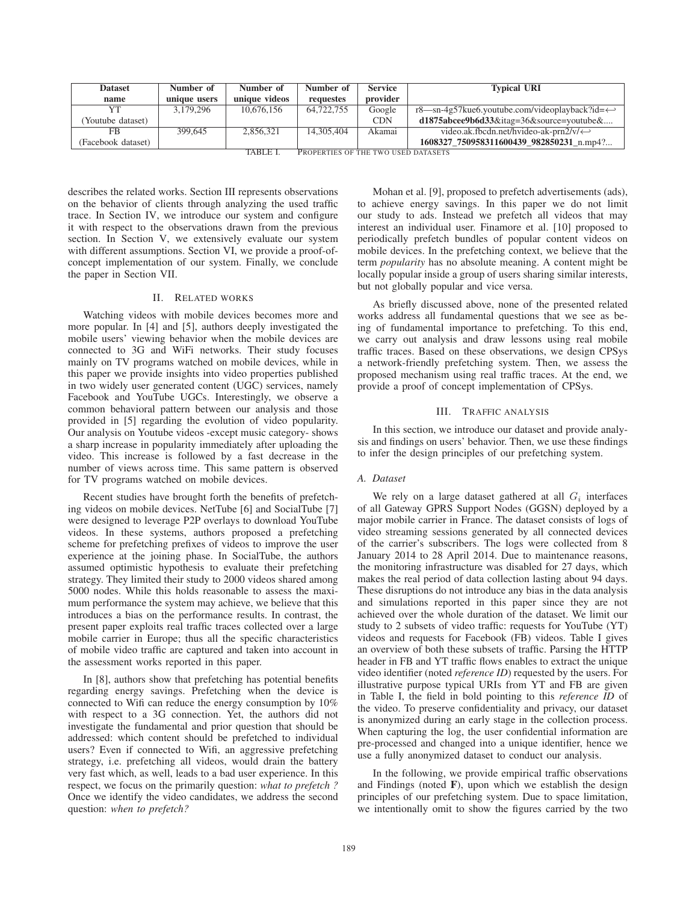| Dataset name | Number of unique users | Number of unique videos | Number of requestes | Service provider | Typical URI |
|---|---|---|---|---|---|
| YT (Youtube dataset) | 3,179,296 | 10,676,156 | 64,722,755 | Google CDN | r8—sn-4g57kue6.youtube.com/videoplayback?id=↩ **d1875abcee9b6d33**&itag=36&source=youtube&.... |
| FB (Facebook dataset) | 399,645 | 2,856,321 | 14,305,404 | Akamai | video.ak.fbcdn.net/hvideo-ak-prn2/v/↩ **1608327_750958311600439_982850231**_n.mp4?... |

TABLE I. PROPERTIES OF THE TWO USED DATASETS

describes the related works. Section III represents observations on the behavior of clients through analyzing the used traffic trace. In Section IV, we introduce our system and configure it with respect to the observations drawn from the previous section. In Section V, we extensively evaluate our system with different assumptions. Section VI, we provide a proof-of-concept implementation of our system. Finally, we conclude the paper in Section VII.

## II. Related works

Watching videos with mobile devices becomes more and more popular. In [4] and [5], authors deeply investigated the mobile users' viewing behavior when the mobile devices are connected to 3G and WiFi networks. Their study focuses mainly on TV programs watched on mobile devices, while in this paper we provide insights into video properties published in two widely user generated content (UGC) services, namely Facebook and YouTube UGCs. Interestingly, we observe a common behavioral pattern between our analysis and those provided in [5] regarding the evolution of video popularity. Our analysis on Youtube videos -except music category- shows a sharp increase in popularity immediately after uploading the video. This increase is followed by a fast decrease in the number of views across time. This same pattern is observed for TV programs watched on mobile devices.

Recent studies have brought forth the benefits of prefetching videos on mobile devices. NetTube [6] and SocialTube [7] were designed to leverage P2P overlays to download YouTube videos. In these systems, authors proposed a prefetching scheme for prefetching prefixes of videos to improve the user experience at the joining phase. In SocialTube, the authors assumed optimistic hypothesis to evaluate their prefetching strategy. They limited their study to 2000 videos shared among 5000 nodes. While this holds reasonable to assess the maximum performance the system may achieve, we believe that this introduces a bias on the performance results. In contrast, the present paper exploits real traffic traces collected over a large mobile carrier in Europe; thus all the specific characteristics of mobile video traffic are captured and taken into account in the assessment works reported in this paper.

In [8], authors show that prefetching has potential benefits regarding energy savings. Prefetching when the device is connected to Wifi can reduce the energy consumption by 10% with respect to a 3G connection. Yet, the authors did not investigate the fundamental and prior question that should be addressed: which content should be prefetched to individual users? Even if connected to Wifi, an aggressive prefetching strategy, i.e. prefetching all videos, would drain the battery very fast which, as well, leads to a bad user experience. In this respect, we focus on the primarily question: *what to prefetch ?* Once we identify the video candidates, we address the second question: *when to prefetch?*

Mohan et al. [9], proposed to prefetch advertisements (ads), to achieve energy savings. In this paper we do not limit our study to ads. Instead we prefetch all videos that may interest an individual user. Finamore et al. [10] proposed to periodically prefetch bundles of popular content videos on mobile devices. In the prefetching context, we believe that the term *popularity* has no absolute meaning. A content might be locally popular inside a group of users sharing similar interests, but not globally popular and vice versa.

As briefly discussed above, none of the presented related works address all fundamental questions that we see as being of fundamental importance to prefetching. To this end, we carry out analysis and draw lessons using real mobile traffic traces. Based on these observations, we design CPSys a network-friendly prefetching system. Then, we assess the proposed mechanism using real traffic traces. At the end, we provide a proof of concept implementation of CPSys.

## III. Traffic analysis

In this section, we introduce our dataset and provide analysis and findings on users' behavior. Then, we use these findings to infer the design principles of our prefetching system.

### A. Dataset

We rely on a large dataset gathered at all $G_i$ interfaces of all Gateway GPRS Support Nodes (GGSN) deployed by a major mobile carrier in France. The dataset consists of logs of video streaming sessions generated by all connected devices of the carrier's subscribers. The logs were collected from 8 January 2014 to 28 April 2014. Due to maintenance reasons, the monitoring infrastructure was disabled for 27 days, which makes the real period of data collection lasting about 94 days. These disruptions do not introduce any bias in the data analysis and simulations reported in this paper since they are not achieved over the whole duration of the dataset. We limit our study to 2 subsets of video traffic: requests for YouTube (YT) videos and requests for Facebook (FB) videos. Table I gives an overview of both these subsets of traffic. Parsing the HTTP header in FB and YT traffic flows enables to extract the unique video identifier (noted *reference ID*) requested by the users. For illustrative purpose typical URIs from YT and FB are given in Table I, the field in bold pointing to this *reference ID* of the video. To preserve confidentiality and privacy, our dataset is anonymized during an early stage in the collection process. When capturing the log, the user confidential information are pre-processed and changed into a unique identifier, hence we use a fully anonymized dataset to conduct our analysis.

In the following, we provide empirical traffic observations and Findings (noted **F**), upon which we establish the design principles of our prefetching system. Due to space limitation, we intentionally omit to show the figures carried by the two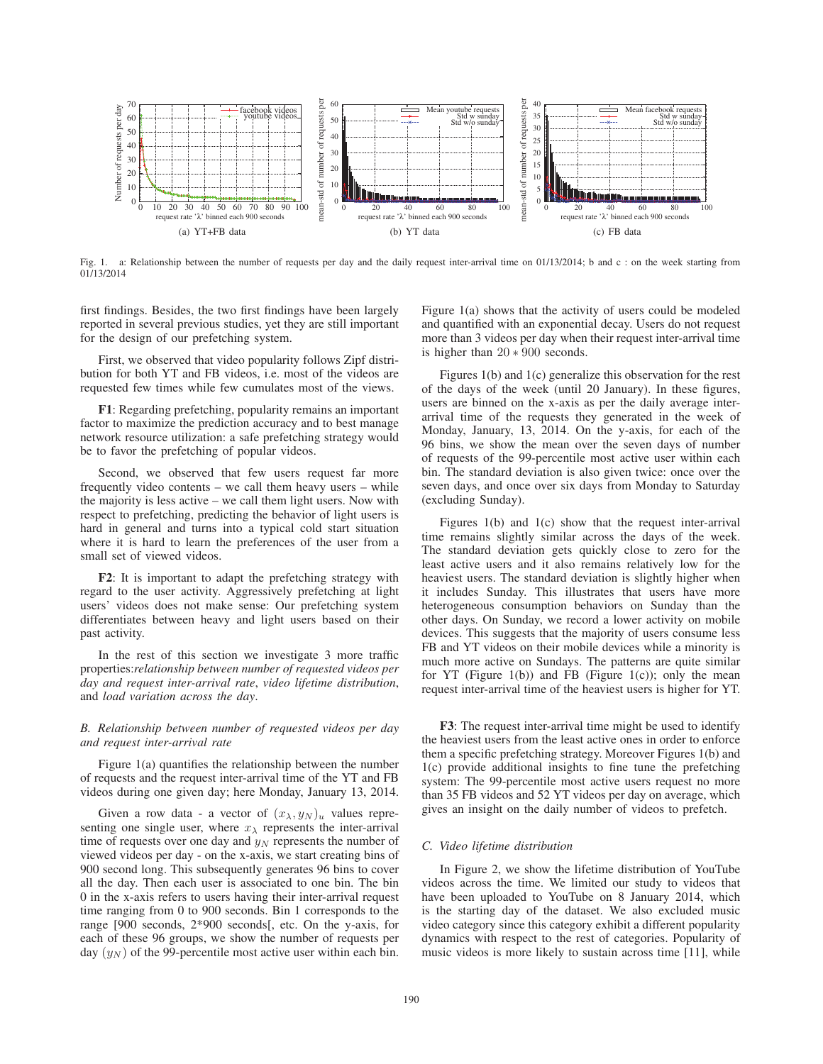(a) YT+FB data

(b) YT data

(c) FB data

Fig. 1. a: Relationship between the number of requests per day and the daily request inter-arrival time on 01/13/2014; b and c : on the week starting from 01/13/2014

first findings. Besides, the two first findings have been largely reported in several previous studies, yet they are still important for the design of our prefetching system.

First, we observed that video popularity follows Zipf distribution for both YT and FB videos, i.e. most of the videos are requested few times while few cumulates most of the views.

**F1**: Regarding prefetching, popularity remains an important factor to maximize the prediction accuracy and to best manage network resource utilization: a safe prefetching strategy would be to favor the prefetching of popular videos.

Second, we observed that few users request far more frequently video contents – we call them heavy users – while the majority is less active – we call them light users. Now with respect to prefetching, predicting the behavior of light users is hard in general and turns into a typical cold start situation where it is hard to learn the preferences of the user from a small set of viewed videos.

**F2**: It is important to adapt the prefetching strategy with regard to the user activity. Aggressively prefetching at light users' videos does not make sense: Our prefetching system differentiates between heavy and light users based on their past activity.

In the rest of this section we investigate 3 more traffic properties:*relationship between number of requested videos per day and request inter-arrival rate*, *video lifetime distribution*, and *load variation across the day*.

### B. Relationship between number of requested videos per day and request inter-arrival rate

Figure 1(a) quantifies the relationship between the number of requests and the request inter-arrival time of the YT and FB videos during one given day; here Monday, January 13, 2014.

Given a row data - a vector of $(x_\lambda, y_N)_u$ values representing one single user, where $x_\lambda$ represents the inter-arrival time of requests over one day and $y_N$ represents the number of viewed videos per day - on the x-axis, we start creating bins of 900 second long. This subsequently generates 96 bins to cover all the day. Then each user is associated to one bin. The bin 0 in the x-axis refers to users having their inter-arrival request time ranging from 0 to 900 seconds. Bin 1 corresponds to the range [900 seconds, 2*900 seconds[, etc. On the y-axis, for each of these 96 groups, we show the number of requests per day $(y_N)$ of the 99-percentile most active user within each bin.

Figure 1(a) shows that the activity of users could be modeled and quantified with an exponential decay. Users do not request more than 3 videos per day when their request inter-arrival time is higher than $20 * 900$ seconds.

Figures 1(b) and 1(c) generalize this observation for the rest of the days of the week (until 20 January). In these figures, users are binned on the x-axis as per the daily average inter-arrival time of the requests they generated in the week of Monday, January, 13, 2014. On the y-axis, for each of the 96 bins, we show the mean over the seven days of number of requests of the 99-percentile most active user within each bin. The standard deviation is also given twice: once over the seven days, and once over six days from Monday to Saturday (excluding Sunday).

Figures 1(b) and 1(c) show that the request inter-arrival time remains slightly similar across the days of the week. The standard deviation gets quickly close to zero for the least active users and it also remains relatively low for the heaviest users. The standard deviation is slightly higher when it includes Sunday. This illustrates that users have more heterogeneous consumption behaviors on Sunday than the other days. On Sunday, we record a lower activity on mobile devices. This suggests that the majority of users consume less FB and YT videos on their mobile devices while a minority is much more active on Sundays. The patterns are quite similar for YT (Figure 1(b)) and FB (Figure 1(c)); only the mean request inter-arrival time of the heaviest users is higher for YT.

**F3**: The request inter-arrival time might be used to identify the heaviest users from the least active ones in order to enforce them a specific prefetching strategy. Moreover Figures 1(b) and 1(c) provide additional insights to fine tune the prefetching system: The 99-percentile most active users request no more than 35 FB videos and 52 YT videos per day on average, which gives an insight on the daily number of videos to prefetch.

### C. Video lifetime distribution

In Figure 2, we show the lifetime distribution of YouTube videos across the time. We limited our study to videos that have been uploaded to YouTube on 8 January 2014, which is the starting day of the dataset. We also excluded music video category since this category exhibit a different popularity dynamics with respect to the rest of categories. Popularity of music videos is more likely to sustain across time [11], while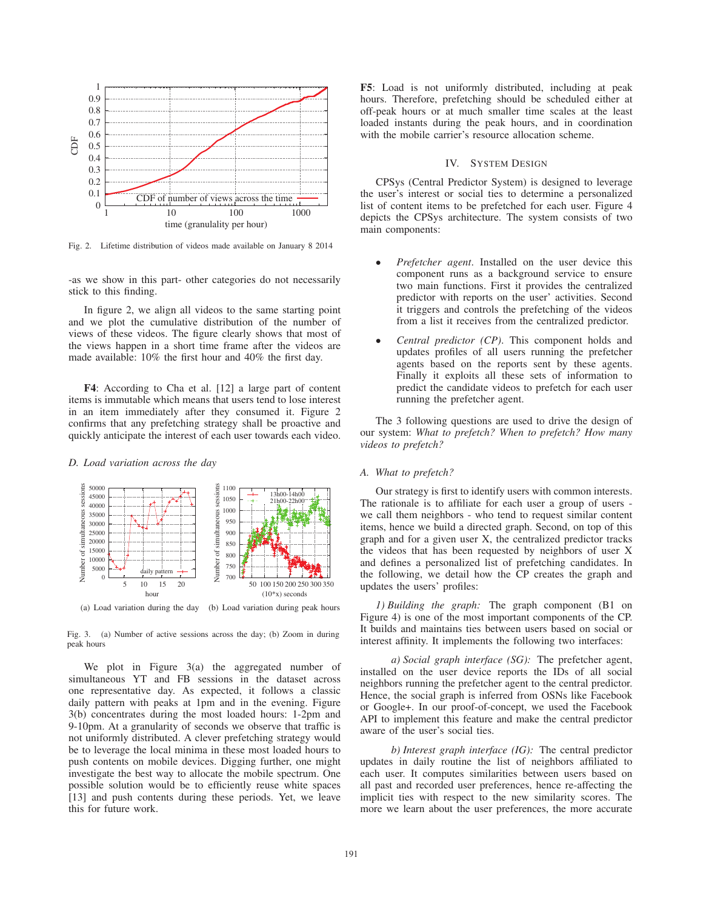Fig. 2. Lifetime distribution of videos made available on January 8 2014

-as we show in this part- other categories do not necessarily stick to this finding.

In figure 2, we align all videos to the same starting point and we plot the cumulative distribution of the number of views of these videos. The figure clearly shows that most of the views happen in a short time frame after the videos are made available: 10% the first hour and 40% the first day.

**F4**: According to Cha et al. [12] a large part of content items is immutable which means that users tend to lose interest in an item immediately after they consumed it. Figure 2 confirms that any prefetching strategy shall be proactive and quickly anticipate the interest of each user towards each video.

### D. Load variation across the day

(a) Load variation during the day (b) Load variation during peak hours

Fig. 3. (a) Number of active sessions across the day; (b) Zoom in during peak hours

We plot in Figure 3(a) the aggregated number of simultaneous YT and FB sessions in the dataset across one representative day. As expected, it follows a classic daily pattern with peaks at 1pm and in the evening. Figure 3(b) concentrates during the most loaded hours: 1-2pm and 9-10pm. At a granularity of seconds we observe that traffic is not uniformly distributed. A clever prefetching strategy would be to leverage the local minima in these most loaded hours to push contents on mobile devices. Digging further, one might investigate the best way to allocate the mobile spectrum. One possible solution would be to efficiently reuse white spaces [13] and push contents during these periods. Yet, we leave this for future work.

**F5**: Load is not uniformly distributed, including at peak hours. Therefore, prefetching should be scheduled either at off-peak hours or at much smaller time scales at the least loaded instants during the peak hours, and in coordination with the mobile carrier's resource allocation scheme.

## IV. System Design

CPSys (Central Predictor System) is designed to leverage the user's interest or social ties to determine a personalized list of content items to be prefetched for each user. Figure 4 depicts the CPSys architecture. The system consists of two main components:

- *Prefetcher agent*. Installed on the user device this component runs as a background service to ensure two main functions. First it provides the centralized predictor with reports on the user' activities. Second it triggers and controls the prefetching of the videos from a list it receives from the centralized predictor.
- *Central predictor (CP)*. This component holds and updates profiles of all users running the prefetcher agents based on the reports sent by these agents. Finally it exploits all these sets of information to predict the candidate videos to prefetch for each user running the prefetcher agent.

The 3 following questions are used to drive the design of our system: *What to prefetch? When to prefetch? How many videos to prefetch?*

### A. What to prefetch?

Our strategy is first to identify users with common interests. The rationale is to affiliate for each user a group of users - we call them neighbors - who tend to request similar content items, hence we build a directed graph. Second, on top of this graph and for a given user X, the centralized predictor tracks the videos that has been requested by neighbors of user X and defines a personalized list of prefetching candidates. In the following, we detail how the CP creates the graph and updates the users' profiles:

*1) Building the graph:* The graph component (B1 on Figure 4) is one of the most important components of the CP. It builds and maintains ties between users based on social or interest affinity. It implements the following two interfaces:

*a) Social graph interface (SG):* The prefetcher agent, installed on the user device reports the IDs of all social neighbors running the prefetcher agent to the central predictor. Hence, the social graph is inferred from OSNs like Facebook or Google+. In our proof-of-concept, we used the Facebook API to implement this feature and make the central predictor aware of the user's social ties.

*b) Interest graph interface (IG):* The central predictor updates in daily routine the list of neighbors affiliated to each user. It computes similarities between users based on all past and recorded user preferences, hence re-affecting the implicit ties with respect to the new similarity scores. The more we learn about the user preferences, the more accurate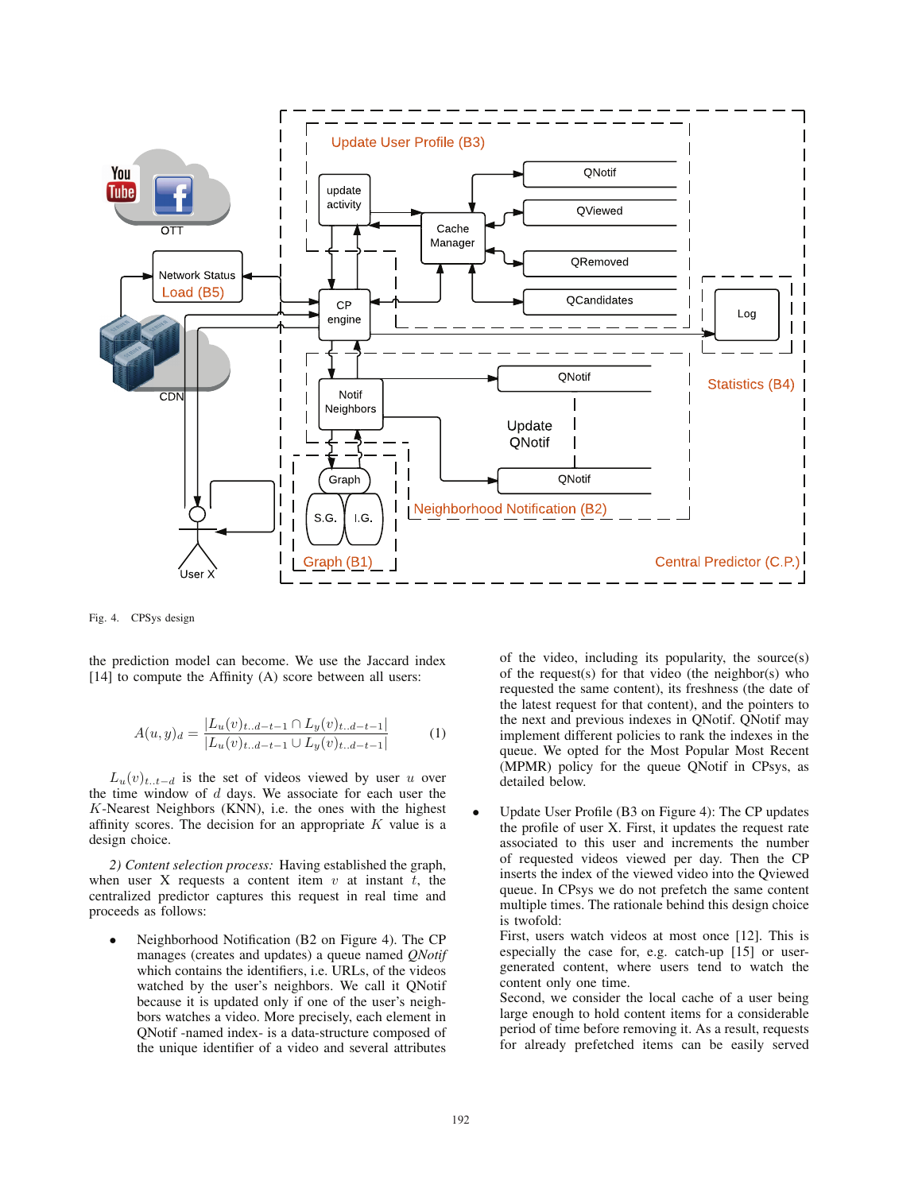Fig. 4. CPSys design

the prediction model can become. We use the Jaccard index [14] to compute the Affinity (A) score between all users:

$$A(u, y)_d = \frac{|L_u(v)_{t..d-t-1} \cap L_y(v)_{t..d-t-1}|}{|L_u(v)_{t..d-t-1} \cup L_y(v)_{t..d-t-1}|} \quad (1)$$

$L_u(v)_{t..t-d}$ is the set of videos viewed by user $u$ over the time window of $d$ days. We associate for each user the $K$-Nearest Neighbors (KNN), i.e. the ones with the highest affinity scores. The decision for an appropriate $K$ value is a design choice.

*2) Content selection process:* Having established the graph, when user X requests a content item $v$ at instant $t$, the centralized predictor captures this request in real time and proceeds as follows:

- Neighborhood Notification (B2 on Figure 4). The CP manages (creates and updates) a queue named *QNotif* which contains the identifiers, i.e. URLs, of the videos watched by the user's neighbors. We call it QNotif because it is updated only if one of the user's neighbors watches a video. More precisely, each element in QNotif -named index- is a data-structure composed of the unique identifier of a video and several attributes of the video, including its popularity, the source(s) of the request(s) for that video (the neighbor(s) who requested the same content), its freshness (the date of the latest request for that content), and the pointers to the next and previous indexes in QNotif. QNotif may implement different policies to rank the indexes in the queue. We opted for the Most Popular Most Recent (MPMR) policy for the queue QNotif in CPSys, as detailed below.

- Update User Profile (B3 on Figure 4): The CP updates the profile of user X. First, it updates the request rate associated to this user and increments the number of requested videos viewed per day. Then the CP inserts the index of the viewed video into the Qviewed queue. In CPsys we do not prefetch the same content multiple times. The rationale behind this design choice is twofold:
First, users watch videos at most once [12]. This is especially the case for, e.g. catch-up [15] or user-generated content, where users tend to watch the content only one time.
Second, we consider the local cache of a user being large enough to hold content items for a considerable period of time before removing it. As a result, requests for already prefetched items can be easily served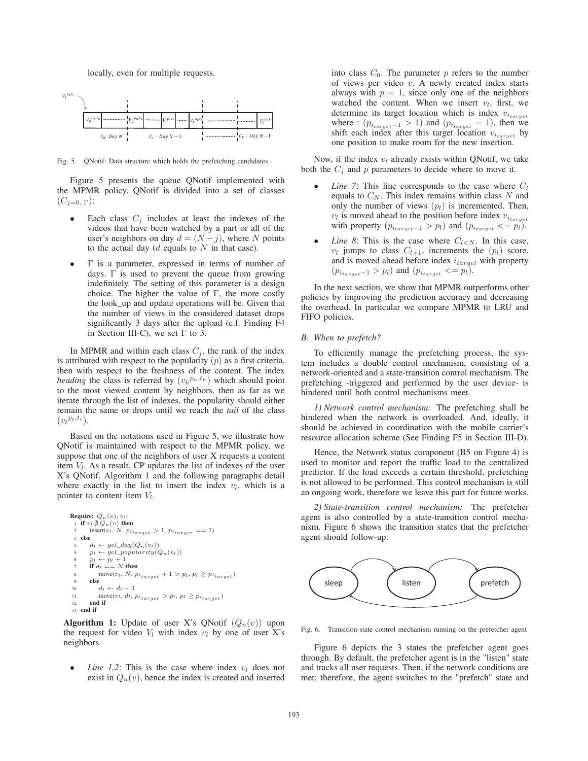locally, even for multiple requests.

Fig. 5. QNotif: Data structure which holds the prefetching candidates

Figure 5 presents the queue QNotif implemented with the MPMR policy. QNotif is divided into a set of classes $(C_{j=0..\Gamma})$:

- Each class $C_j$ includes at least the indexes of the videos that have been watched by a part or all of the user's neighbors on day $d = (N - j)$, where $N$ points to the actual day ($d$ equals to $N$ in that case).
- $\Gamma$ is a parameter, expressed in terms of number of days. $\Gamma$ is used to prevent the queue from growing indefinitely. The setting of this parameter is a design choice. The higher the value of $\Gamma$, the more costly the look_up and update operations will be. Given that the number of views in the considered dataset drops significantly 3 days after the upload (c.f. Finding F4 in Section III-C), we set $\Gamma$ to 3.

In MPMR and within each class $C_j$, the rank of the index is attributed with respect to the popularity ($p$) as a first criteria, then with respect to the freshness of the content. The index *heading* the class is referred by $(v_h{}^{p_h,t_h})$ which should point to the most viewed content by neighbors, then as far as we iterate through the list of indexes, the popularity should either remain the same or drops until we reach the *tail* of the class $(v_t{}^{p_t,t_t})$.

Based on the notations used in Figure 5, we illustrate how QNotif is maintained with respect to the MPMR policy, we suppose that one of the neighbors of user X requests a content item $V_l$. As a result, CP updates the list of indexes of the user X's QNotif. Algorithm 1 and the following paragraphs detail where exactly in the list to insert the index $v_l$, which is a pointer to content item $V_l$.

```
Require: Q_n(v), v_l;
1: if v_l ∄ Q_n(v) then
2:     insert(v_l, N, p_{i_target} > 1, p_{i_target} == 1)
3: else
4:     d_l ← get_day(Q_n(v_l))
5:     p_l ← get_popularity(Q_n(v_l))
6:     p_l ← p_l + 1
7:     if d_l == N then
8:         move(v_l, N, p_{i_target} + 1 > p_l, p_l ≥ p_{i_target})
9:     else
10:        d_l ← d_l + 1
11:        move(v_l, d_l, p_{i_target} > p_l, p_l ≥ p_{i_target})
12:    end if
13: end if
```

**Algorithm 1:** Update of user X's QNotif $(Q_n(v))$ upon the request for video $V_l$ with index $v_l$ by one of user X's neighbors

- *Line 1,2*: This is the case where index $v_l$ does not exist in $Q_n(v)$, hence the index is created and inserted into class $C_0$. The parameter $p$ refers to the number of views per video $v$. A newly created index starts always with $p = 1$, since only one of the neighbors watched the content. When we insert $v_l$, first, we determine its target location which is index $v_{i_{target}}$ where : $(p_{i_{target}-1} > 1)$ and $(p_{i_{target}} = 1)$, then we shift each index after this target location $v_{i_{target}}$ by one position to make room for the new insertion.

Now, if the index $v_l$ already exists within QNotif, we take both the $C_j$ and $p$ parameters to decide where to move it.

- *Line 7*: This line corresponds to the case where $C_l$ equals to $C_N$. This index remains within class $N$ and only the number of views ($p_l$) is incremented. Then, $v_l$ is moved ahead to the position before index $v_{i_{target}}$ with property $(p_{i_{target}-1} > p_l)$ and $(p_{i_{target}} <= p_l)$.
- *Line 8*: This is the case where $C_{l<N}$. In this case, $v_l$ jumps to class $C_{l+1}$, increments the $(p_l)$ score, and is moved ahead before index $i_{target}$ with property $(p_{i_{target}-1} > p_l)$ and $(p_{i_{target}} <= p_l)$.

In the next section, we show that MPMR outperforms other policies by improving the prediction accuracy and decreasing the overhead. In particular we compare MPMR to LRU and FIFO policies.

### B. When to prefetch?

To efficiently manage the prefetching process, the system includes a double control mechanism, consisting of a network-oriented and a state-transition control mechanism. The prefetching -triggered and performed by the user device- is hindered until both control mechanisms meet.

*1) Network control mechanism:* The prefetching shall be hindered when the network is overloaded. And, ideally, it should be achieved in coordination with the mobile carrier's resource allocation scheme (See Finding F5 in Section III-D).

Hence, the Network status component (B5 on Figure 4) is used to monitor and report the traffic load to the centralized predictor. If the load exceeds a certain threshold, prefetching is not allowed to be performed. This control mechanism is still an ongoing work, therefore we leave this part for future works.

*2) State-transition control mechanism:* The prefetcher agent is also controlled by a state-transition control mechanism. Figure 6 shows the transition states that the prefetcher agent should follow-up.

Fig. 6. Transition-state control mechanism running on the prefetcher agent

Figure 6 depicts the 3 states the prefetcher agent goes through. By default, the prefetcher agent is in the "listen" state and tracks all user requests. Then, if the network conditions are met; therefore, the agent switches to the "prefetch" state and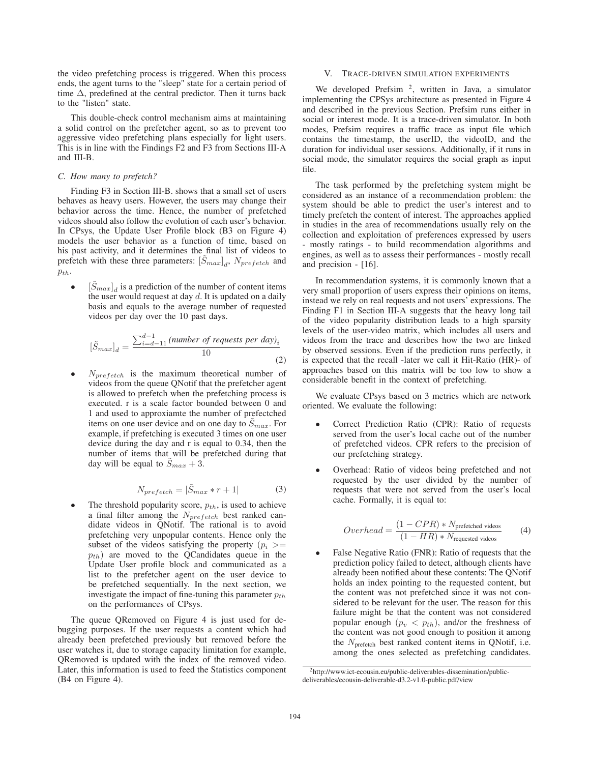the video prefetching process is triggered. When this process ends, the agent turns to the "sleep" state for a certain period of time $\Delta$, predefined at the central predictor. Then it turns back to the "listen" state.

This double-check control mechanism aims at maintaining a solid control on the prefetcher agent, so as to prevent too aggressive video prefetching plans especially for light users. This is in line with the Findings F2 and F3 from Sections III-A and III-B.

### C. How many to prefetch?

Finding F3 in Section III-B. shows that a small set of users behaves as heavy users. However, the users may change their behavior across the time. Hence, the number of prefetched videos should also follow the evolution of each user's behavior. In CPsys, the Update User Profile block (B3 on Figure 4) models the user behavior as a function of time, based on his past activity, and it determines the final list of videos to prefetch with these three parameters: $[\tilde{S}_{max}]_d$, $N_{prefetch}$ and $p_{th}$.

- $[\tilde{S}_{max}]_d$ is a prediction of the number of content items the user would request at day $d$. It is updated on a daily basis and equals to the average number of requested videos per day over the 10 past days.

$$[\tilde{S}_{max}]_d = \frac{\sum_{i=d-11}^{d-1} \textit{(number of requests per day)}_i}{10} \tag{2}$$

- $N_{prefetch}$ is the maximum theoretical number of videos from the queue QNotif that the prefetcher agent is allowed to prefetch when the prefetching process is executed. r is a scale factor bounded between 0 and 1 and used to approxiamte the number of prefectched items on one user device and on one day to $\tilde{S}_{max}$. For example, if prefetching is executed 3 times on one user device during the day and r is equal to 0.34, then the number of items that will be prefetched during that day will be equal to $\tilde{S}_{max} + 3$.

$$N_{prefetch} = |\tilde{S}_{max} * r + 1| \tag{3}$$

- The threshold popularity score, $p_{th}$, is used to achieve a final filter among the $N_{prefetch}$ best ranked candidate videos in QNotif. The rational is to avoid prefetching very unpopular contents. Hence only the subset of the videos satisfying the property ($p_i >= p_{th}$) are moved to the QCandidates queue in the Update User profile block and communicated as a list to the prefetcher agent on the user device to be prefetched sequentially. In the next section, we investigate the impact of fine-tuning this parameter $p_{th}$ on the performances of CPsys.

The queue QRemoved on Figure 4 is just used for debugging purposes. If the user requests a content which had already been prefetched previously but removed before the user watches it, due to storage capacity limitation for example, QRemoved is updated with the index of the removed video. Later, this information is used to feed the Statistics component (B4 on Figure 4).

## V. Trace-driven simulation experiments

We developed Prefsim [2], written in Java, a simulator implementing the CPSys architecture as presented in Figure 4 and described in the previous Section. Prefsim runs either in social or interest mode. It is a traffic-driven simulator. In both modes, Prefsim requires a traffic trace as input file which contains the timestamp, the userID, the videoID, and the duration for individual user sessions. Additionally, if it runs in social mode, the simulator requires the social graph as input file.

The task performed by the prefetching system might be considered as an instance of a recommendation problem: the system should be able to predict the user's interest and to timely prefetch the content of interest. The approaches applied in studies in the area of recommendations usually rely on the collection and exploitation of preferences expressed by users - mostly ratings - to build recommendation algorithms and engines, as well as to assess their performances - mostly recall and precision - [16].

In recommendation systems, it is commonly known that a very small proportion of users express their opinions on items, instead we rely on real requests and not users' expressions. The Finding F1 in Section III-A suggests that the heavy long tail of the video popularity distribution leads to a high sparsity levels of the user-video matrix, which includes all users and videos from the trace and describes how the two are linked by observed sessions. Even if the prediction runs perfectly, it is expected that the recall -later we call it Hit-Ratio (HR)- of approaches based on this matrix will be too low to show a considerable benefit in the context of prefetching.

We evaluate CPsys based on 3 metrics which are network oriented. We evaluate the following:

- Correct Prediction Ratio (CPR): Ratio of requests served from the user's local cache out of the number of prefetched videos. CPR refers to the precision of our prefetching strategy.
- Overhead: Ratio of videos being prefetched and not requested by the user divided by the number of requests that were not served from the user's local cache. Formally, it is equal to:

$$Overhead = \frac{(1 - CPR) * N_{\text{prefetched videos}}}{(1 - HR) * N_{\text{requested videos}}} \tag{4}$$

- False Negative Ratio (FNR): Ratio of requests that the prediction policy failed to detect, although clients have already been notified about these contents: The QNotif holds an index pointing to the requested content, but the content was not prefetched since it was not considered to be relevant for the user. The reason for this failure might be that the content was not considered popular enough ($p_v < p_{th}$), and/or the freshness of the content was not good enough to position it among the $N_{\text{prefetch}}$ best ranked content items in QNotif, i.e. among the ones selected as prefetching candidates.

[2] http://www.ict-ecousin.eu/public-deliverables-dissemination/public-deliverables/ecousin-deliverable-d3.2-v1.0-public.pdf/view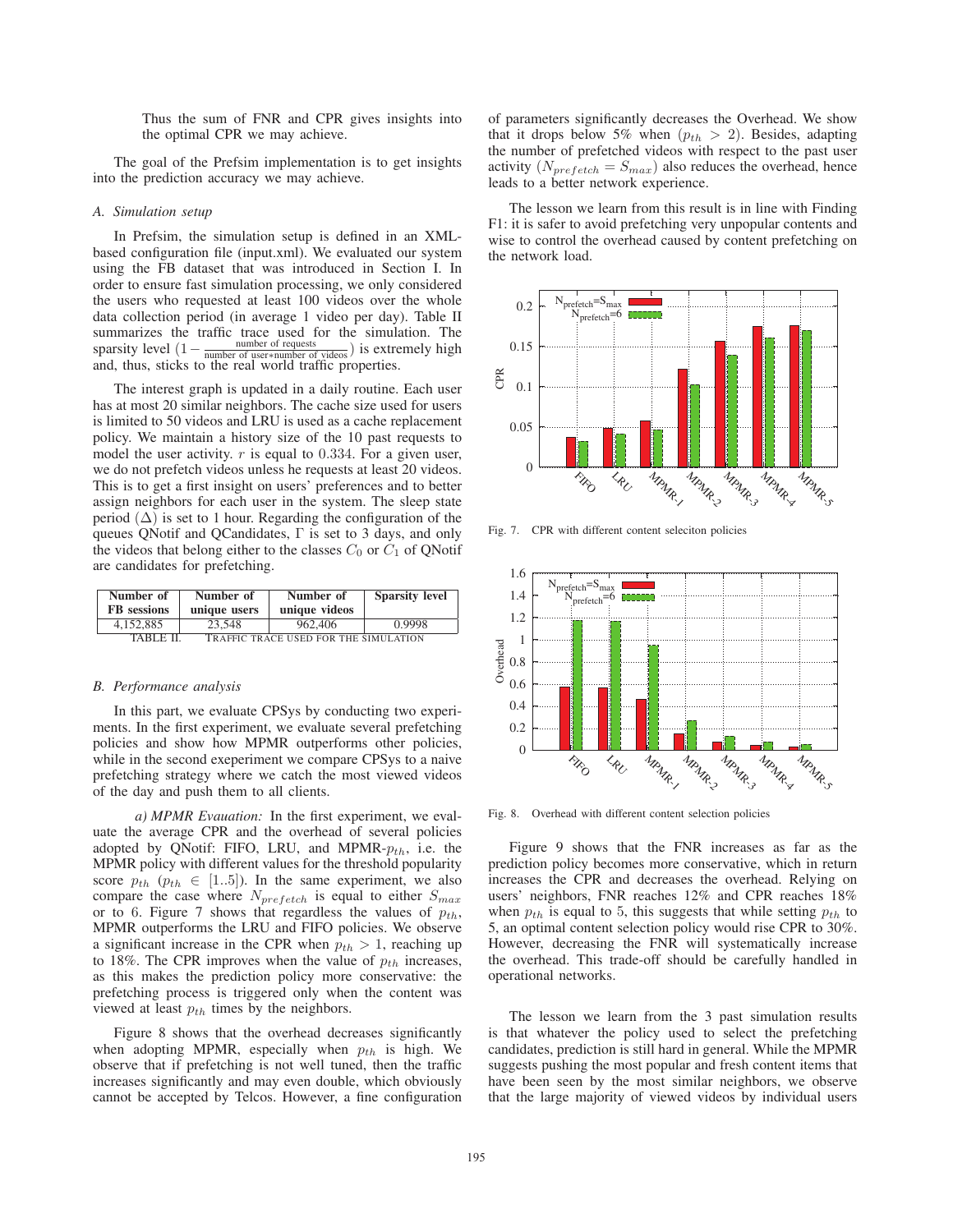Thus the sum of FNR and CPR gives insights into the optimal CPR we may achieve.

The goal of the Prefsim implementation is to get insights into the prediction accuracy we may achieve.

### *A. Simulation setup*

In Prefsim, the simulation setup is defined in an XML-based configuration file (input.xml). We evaluated our system using the FB dataset that was introduced in Section I. In order to ensure fast simulation processing, we only considered the users who requested at least 100 videos over the whole data collection period (in average 1 video per day). Table II summarizes the traffic trace used for the simulation. The sparsity level ($1 - \frac{\text{number of requests}}{\text{number of user*number of videos}}$) is extremely high and, thus, sticks to the real world traffic properties.

The interest graph is updated in a daily routine. Each user has at most 20 similar neighbors. The cache size used for users is limited to 50 videos and LRU is used as a cache replacement policy. We maintain a history size of the 10 past requests to model the user activity. $r$ is equal to $0.334$. For a given user, we do not prefetch videos unless he requests at least 20 videos. This is to get a first insight on users' preferences and to better assign neighbors for each user in the system. The sleep state period ($\Delta$) is set to 1 hour. Regarding the configuration of the queues QNotif and QCandidates, $\Gamma$ is set to 3 days, and only the videos that belong either to the classes $C_0$ or $C_1$ of QNotif are candidates for prefetching.

| Number of FB sessions | Number of unique users | Number of unique videos | Sparsity level |
|---|---|---|---|
| 4,152,885 | 23,548 | 962,406 | 0.9998 |

TABLE II. TRAFFIC TRACE USED FOR THE SIMULATION

### *B. Performance analysis*

In this part, we evaluate CPSys by conducting two experiments. In the first experiment, we evaluate several prefetching policies and show how MPMR outperforms other policies, while in the second exeperiment we compare CPSys to a naive prefetching strategy where we catch the most viewed videos of the day and push them to all clients.

*a) MPMR Evauation:* In the first experiment, we evaluate the average CPR and the overhead of several policies adopted by QNotif: FIFO, LRU, and MPMR-$p_{th}$, i.e. the MPMR policy with different values for the threshold popularity score $p_{th}$ ($p_{th} \in [1..5]$). In the same experiment, we also compare the case where $N_{prefetch}$ is equal to either $S_{max}$ or to 6. Figure 7 shows that regardless the values of $p_{th}$, MPMR outperforms the LRU and FIFO policies. We observe a significant increase in the CPR when $p_{th} > 1$, reaching up to 18%. The CPR improves when the value of $p_{th}$ increases, as this makes the prediction policy more conservative: the prefetching process is triggered only when the content was viewed at least $p_{th}$ times by the neighbors.

Figure 8 shows that the overhead decreases significantly when adopting MPMR, especially when $p_{th}$ is high. We observe that if prefetching is not well tuned, then the traffic increases significantly and may even double, which obviously cannot be accepted by Telcos. However, a fine configuration of parameters significantly decreases the Overhead. We show that it drops below 5% when ($p_{th} > 2$). Besides, adapting the number of prefetched videos with respect to the past user activity ($N_{prefetch} = S_{max}$) also reduces the overhead, hence leads to a better network experience.

The lesson we learn from this result is in line with Finding F1: it is safer to avoid prefetching very unpopular contents and wise to control the overhead caused by content prefetching on the network load.

Fig. 7. CPR with different content seleciton policies

Fig. 8. Overhead with different content selection policies

Figure 9 shows that the FNR increases as far as the prediction policy becomes more conservative, which in return increases the CPR and decreases the overhead. Relying on users' neighbors, FNR reaches 12% and CPR reaches 18% when $p_{th}$ is equal to 5, this suggests that while setting $p_{th}$ to 5, an optimal content selection policy would rise CPR to 30%. However, decreasing the FNR will systematically increase the overhead. This trade-off should be carefully handled in operational networks.

The lesson we learn from the 3 past simulation results is that whatever the policy used to select the prefetching candidates, prediction is still hard in general. While the MPMR suggests pushing the most popular and fresh content items that have been seen by the most similar neighbors, we observe that the large majority of viewed videos by individual users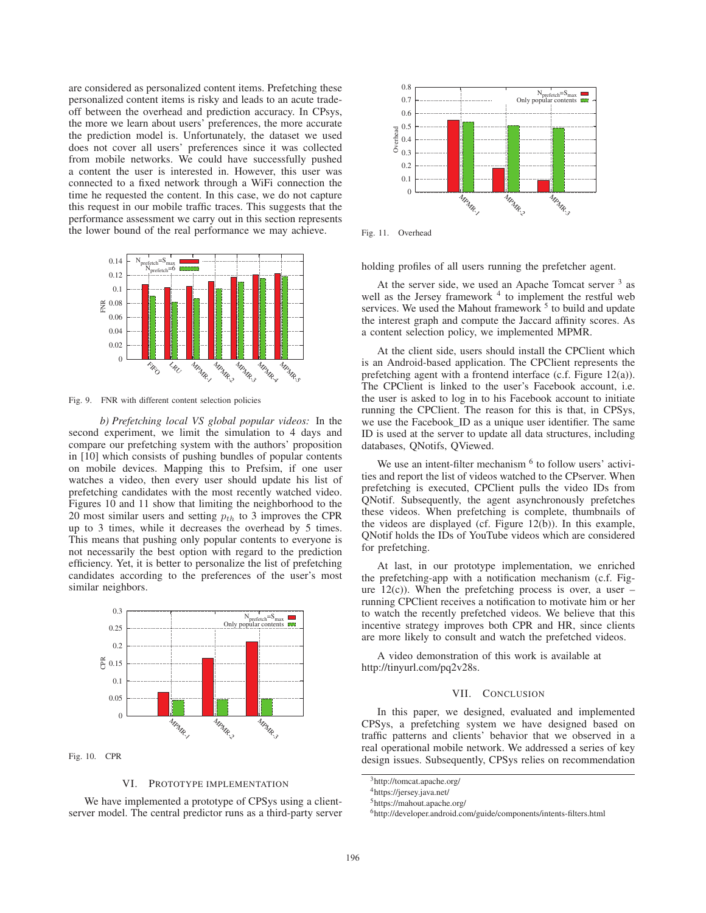are considered as personalized content items. Prefetching these personalized content items is risky and leads to an acute tradeoff between the overhead and prediction accuracy. In CPsys, the more we learn about users' preferences, the more accurate the prediction model is. Unfortunately, the dataset we used does not cover all users' preferences since it was collected from mobile networks. We could have successfully pushed a content the user is interested in. However, this user was connected to a fixed network through a WiFi connection the time he requested the content. In this case, we do not capture this request in our mobile traffic traces. This suggests that the performance assessment we carry out in this section represents the lower bound of the real performance we may achieve.

Fig. 9. FNR with different content selection policies

*b) Prefetching local VS global popular videos:* In the second experiment, we limit the simulation to 4 days and compare our prefetching system with the authors' proposition in [10] which consists of pushing bundles of popular contents on mobile devices. Mapping this to Prefsim, if one user watches a video, then every user should update his list of prefetching candidates with the most recently watched video. Figures 10 and 11 show that limiting the neighborhood to the 20 most similar users and setting $p_{th}$ to 3 improves the CPR up to 3 times, while it decreases the overhead by 5 times. This means that pushing only popular contents to everyone is not necessarily the best option with regard to the prediction efficiency. Yet, it is better to personalize the list of prefetching candidates according to the preferences of the user's most similar neighbors.

Fig. 10. CPR

## VI. Prototype Implementation

We have implemented a prototype of CPSys using a client-server model. The central predictor runs as a third-party server holding profiles of all users running the prefetcher agent.

Fig. 11. Overhead

At the server side, we used an Apache Tomcat server [3] as well as the Jersey framework [4] to implement the restful web services. We used the Mahout framework [5] to build and update the interest graph and compute the Jaccard affinity scores. As a content selection policy, we implemented MPMR.

At the client side, users should install the CPClient which is an Android-based application. The CPClient represents the prefetching agent with a frontend interface (c.f. Figure 12(a)). The CPClient is linked to the user's Facebook account, i.e. the user is asked to log in to his Facebook account to initiate running the CPClient. The reason for this is that, in CPSys, we use the Facebook_ID as a unique user identifier. The same ID is used at the server to update all data structures, including databases, QNotifs, QViewed.

We use an intent-filter mechanism [6] to follow users' activities and report the list of videos watched to the CPserver. When prefetching is executed, CPClient pulls the video IDs from QNotif. Subsequently, the agent asynchronously prefetches these videos. When prefetching is complete, thumbnails of the videos are displayed (cf. Figure 12(b)). In this example, QNotif holds the IDs of YouTube videos which are considered for prefetching.

At last, in our prototype implementation, we enriched the prefetching-app with a notification mechanism (c.f. Figure 12(c)). When the prefetching process is over, a user – running CPClient receives a notification to motivate him or her to watch the recently prefetched videos. We believe that this incentive strategy improves both CPR and HR, since clients are more likely to consult and watch the prefetched videos.

A video demonstration of this work is available at http://tinyurl.com/pq2v28s.

## VII. Conclusion

In this paper, we designed, evaluated and implemented CPSys, a prefetching system we have designed based on traffic patterns and clients' behavior that we observed in a real operational mobile network. We addressed a series of key design issues. Subsequently, CPSys relies on recommendation

[3] http://tomcat.apache.org/

[4] https://jersey.java.net/

[5] https://mahout.apache.org/

[6] http://developer.android.com/guide/components/intents-filters.html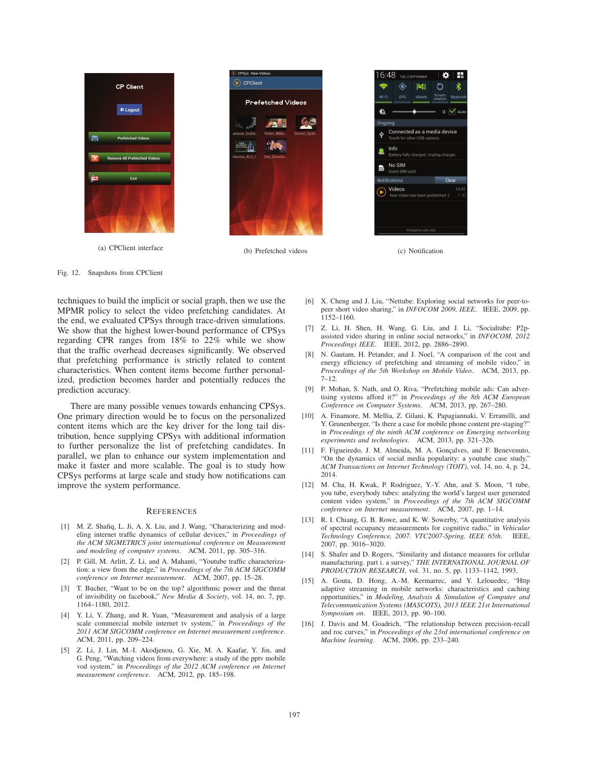(a) CPClient interface

(b) Prefetched videos

(c) Notification

Fig. 12. Snapshots from CPClient

techniques to build the implicit or social graph, then we use the MPMR policy to select the video prefetching candidates. At the end, we evaluated CPSys through trace-driven simulations. We show that the highest lower-bound performance of CPSys regarding CPR ranges from 18% to 22% while we show that the traffic overhead decreases significantly. We observed that prefetching performance is strictly related to content characteristics. When content items become further personalized, prediction becomes harder and potentially reduces the prediction accuracy.

There are many possible venues towards enhancing CPSys. One primary direction would be to focus on the personalized content items which are the key driver for the long tail distribution, hence supplying CPSys with additional information to further personalize the list of prefetching candidates. In parallel, we plan to enhance our system implementation and make it faster and more scalable. The goal is to study how CPSys performs at large scale and study how notifications can improve the system performance.

## References

[1] M. Z. Shafiq, L. Ji, A. X. Liu, and J. Wang, "Characterizing and modeling internet traffic dynamics of cellular devices," in *Proceedings of the ACM SIGMETRICS joint international conference on Measurement and modeling of computer systems*. ACM, 2011, pp. 305–316.

[2] P. Gill, M. Arlitt, Z. Li, and A. Mahanti, "Youtube traffic characterization: a view from the edge," in *Proceedings of the 7th ACM SIGCOMM conference on Internet measurement*. ACM, 2007, pp. 15–28.

[3] T. Bucher, "Want to be on the top? algorithmic power and the threat of invisibility on facebook," *New Media & Society*, vol. 14, no. 7, pp. 1164–1180, 2012.

[4] Y. Li, Y. Zhang, and R. Yuan, "Measurement and analysis of a large scale commercial mobile internet tv system," in *Proceedings of the 2011 ACM SIGCOMM conference on Internet measurement conference*. ACM, 2011, pp. 209–224.

[5] Z. Li, J. Lin, M.-I. Akodjenou, G. Xie, M. A. Kaafar, Y. Jin, and G. Peng, "Watching videos from everywhere: a study of the pptv mobile vod system," in *Proceedings of the 2012 ACM conference on Internet measurement conference*. ACM, 2012, pp. 185–198.

[6] X. Cheng and J. Liu, "Nettube: Exploring social networks for peer-to-peer short video sharing," in *INFOCOM 2009, IEEE*. IEEE, 2009, pp. 1152–1160.

[7] Z. Li, H. Shen, H. Wang, G. Liu, and J. Li, "Socialtube: P2p-assisted video sharing in online social networks," in *INFOCOM, 2012 Proceedings IEEE*. IEEE, 2012, pp. 2886–2890.

[8] N. Gautam, H. Petander, and J. Noel, "A comparison of the cost and energy efficiency of prefetching and streaming of mobile video," in *Proceedings of the 5th Workshop on Mobile Video*. ACM, 2013, pp. 7–12.

[9] P. Mohan, S. Nath, and O. Riva, "Prefetching mobile ads: Can advertising systems afford it?" in *Proceedings of the 8th ACM European Conference on Computer Systems*. ACM, 2013, pp. 267–280.

[10] A. Finamore, M. Mellia, Z. Gilani, K. Papagiannaki, V. Erramilli, and Y. Grunenberger, "Is there a case for mobile phone content pre-staging?" in *Proceedings of the ninth ACM conference on Emerging networking experiments and technologies*. ACM, 2013, pp. 321–326.

[11] F. Figueiredo, J. M. Almeida, M. A. Gonçalves, and F. Benevenuto, "On the dynamics of social media popularity: a youtube case study," *ACM Transactions on Internet Technology (TOIT)*, vol. 14, no. 4, p. 24, 2014.

[12] M. Cha, H. Kwak, P. Rodriguez, Y.-Y. Ahn, and S. Moon, "I tube, you tube, everybody tubes: analyzing the world's largest user generated content video system," in *Proceedings of the 7th ACM SIGCOMM conference on Internet measurement*. ACM, 2007, pp. 1–14.

[13] R. I. Chiang, G. B. Rowe, and K. W. Sowerby, "A quantitative analysis of spectral occupancy measurements for cognitive radio," in *Vehicular Technology Conference, 2007. VTC2007-Spring. IEEE 65th*. IEEE, 2007, pp. 3016–3020.

[14] S. Shafer and D. Rogers, "Similarity and distance measures for cellular manufacturing. part i. a survey," *THE INTERNATIONAL JOURNAL OF PRODUCTION RESEARCH*, vol. 31, no. 5, pp. 1133–1142, 1993.

[15] A. Gouta, D. Hong, A.-M. Kermarrec, and Y. Lelouedec, "Http adaptive streaming in mobile networks: characteristics and caching opportunities," in *Modeling, Analysis & Simulation of Computer and Telecommunication Systems (MASCOTS), 2013 IEEE 21st International Symposium on*. IEEE, 2013, pp. 90–100.

[16] J. Davis and M. Goadrich, "The relationship between precision-recall and roc curves," in *Proceedings of the 23rd international conference on Machine learning*. ACM, 2006, pp. 233–240.